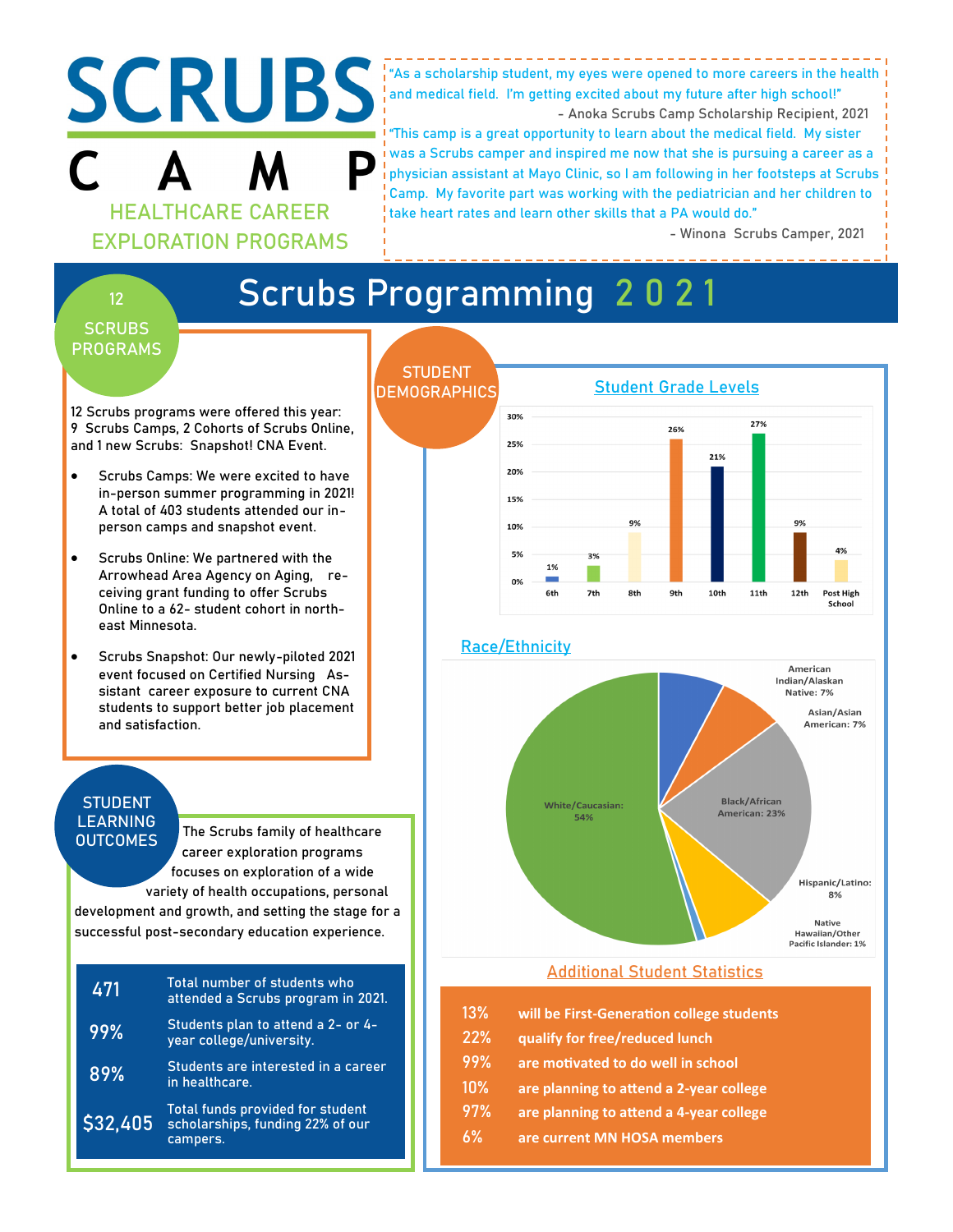# SCRUBS CAMP

HEALTHCARE CAREER EXPLORATION PROGRAMS

"As a scholarship student, my eyes were opened to more careers in the health and medical field. I'm getting excited about my future after high school!"
- Anoka Scrubs Camp Scholarship Recipient, 2021

"This camp is a great opportunity to learn about the medical field. My sister was a Scrubs camper and inspired me now that she is pursuing a career as a physician assistant at Mayo Clinic, so I am following in her footsteps at Scrubs Camp. My favorite part was working with the pediatrician and her children to take heart rates and learn other skills that a PA would do."
- Winona Scrubs Camper, 2021

## Scrubs Programming 2021

### 12 SCRUBS PROGRAMS

12 Scrubs programs were offered this year: 9 Scrubs Camps, 2 Cohorts of Scrubs Online, and 1 new Scrubs: Snapshot! CNA Event.

- Scrubs Camps: We were excited to have in-person summer programming in 2021! A total of 403 students attended our in-person camps and snapshot event.
- Scrubs Online: We partnered with the Arrowhead Area Agency on Aging, receiving grant funding to offer Scrubs Online to a 62- student cohort in north-east Minnesota.
- Scrubs Snapshot: Our newly-piloted 2021 event focused on Certified Nursing Assistant career exposure to current CNA students to support better job placement and satisfaction.

### STUDENT LEARNING OUTCOMES

The Scrubs family of healthcare career exploration programs focuses on exploration of a wide variety of health occupations, personal development and growth, and setting the stage for a successful post-secondary education experience.

| | |
|---|---|
| 471 | Total number of students who attended a Scrubs program in 2021. |
| 99% | Students plan to attend a 2- or 4-year college/university. |
| 89% | Students are interested in a career in healthcare. |
| $32,405 | Total funds provided for student scholarships, funding 22% of our campers. |

### STUDENT DEMOGRAPHICS

#### Student Grade Levels

| Grade | Percent |
|---|---|
| 6th | 1% |
| 7th | 3% |
| 8th | 9% |
| 9th | 26% |
| 10th | 21% |
| 11th | 27% |
| 12th | 9% |
| Post High School | 4% |

#### Race/Ethnicity

| Race/Ethnicity | Percent |
|---|---|
| American Indian/Alaskan Native | 7% |
| Asian/Asian American | 7% |
| Black/African American | 23% |
| Hispanic/Latino | 8% |
| Native Hawaiian/Other Pacific Islander | 1% |
| White/Caucasian | 54% |

#### Additional Student Statistics

| | |
|---|---|
| 13% | will be First-Generation college students |
| 22% | qualify for free/reduced lunch |
| 99% | are motivated to do well in school |
| 10% | are planning to attend a 2-year college |
| 97% | are planning to attend a 4-year college |
| 6% | are current MN HOSA members |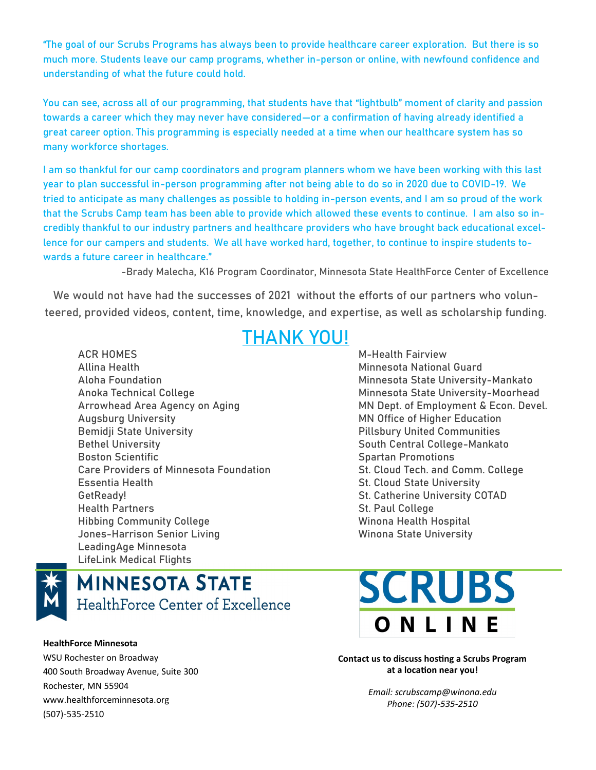"The goal of our Scrubs Programs has always been to provide healthcare career exploration. But there is so much more. Students leave our camp programs, whether in-person or online, with newfound confidence and understanding of what the future could hold.

You can see, across all of our programming, that students have that "lightbulb" moment of clarity and passion towards a career which they may never have considered—or a confirmation of having already identified a great career option. This programming is especially needed at a time when our healthcare system has so many workforce shortages.

I am so thankful for our camp coordinators and program planners whom we have been working with this last year to plan successful in-person programming after not being able to do so in 2020 due to COVID-19. We tried to anticipate as many challenges as possible to holding in-person events, and I am so proud of the work that the Scrubs Camp team has been able to provide which allowed these events to continue. I am also so incredibly thankful to our industry partners and healthcare providers who have brought back educational excellence for our campers and students. We all have worked hard, together, to continue to inspire students towards a future career in healthcare."

-Brady Malecha, K16 Program Coordinator, Minnesota State HealthForce Center of Excellence

We would not have had the successes of 2021 without the efforts of our partners who volunteered, provided videos, content, time, knowledge, and expertise, as well as scholarship funding.

## THANK YOU!

- ACR HOMES
- Allina Health
- Aloha Foundation
- Anoka Technical College
- Arrowhead Area Agency on Aging
- Augsburg University
- Bemidji State University
- Bethel University
- Boston Scientific
- Care Providers of Minnesota Foundation
- Essentia Health
- GetReady!
- Health Partners
- Hibbing Community College
- Jones-Harrison Senior Living
- LeadingAge Minnesota
- LifeLink Medical Flights
- M-Health Fairview
- Minnesota National Guard
- Minnesota State University-Mankato
- Minnesota State University-Moorhead
- MN Dept. of Employment & Econ. Devel.
- MN Office of Higher Education
- Pillsbury United Communities
- South Central College-Mankato
- Spartan Promotions
- St. Cloud Tech. and Comm. College
- St. Cloud State University
- St. Catherine University COTAD
- St. Paul College
- Winona Health Hospital
- Winona State University

MINNESOTA STATE
HealthForce Center of Excellence

SCRUBS ONLINE

**HealthForce Minnesota**
WSU Rochester on Broadway
400 South Broadway Avenue, Suite 300
Rochester, MN 55904
www.healthforceminnesota.org
(507)-535-2510

**Contact us to discuss hosting a Scrubs Program at a location near you!**

*Email: scrubscamp@winona.edu*
*Phone: (507)-535-2510*